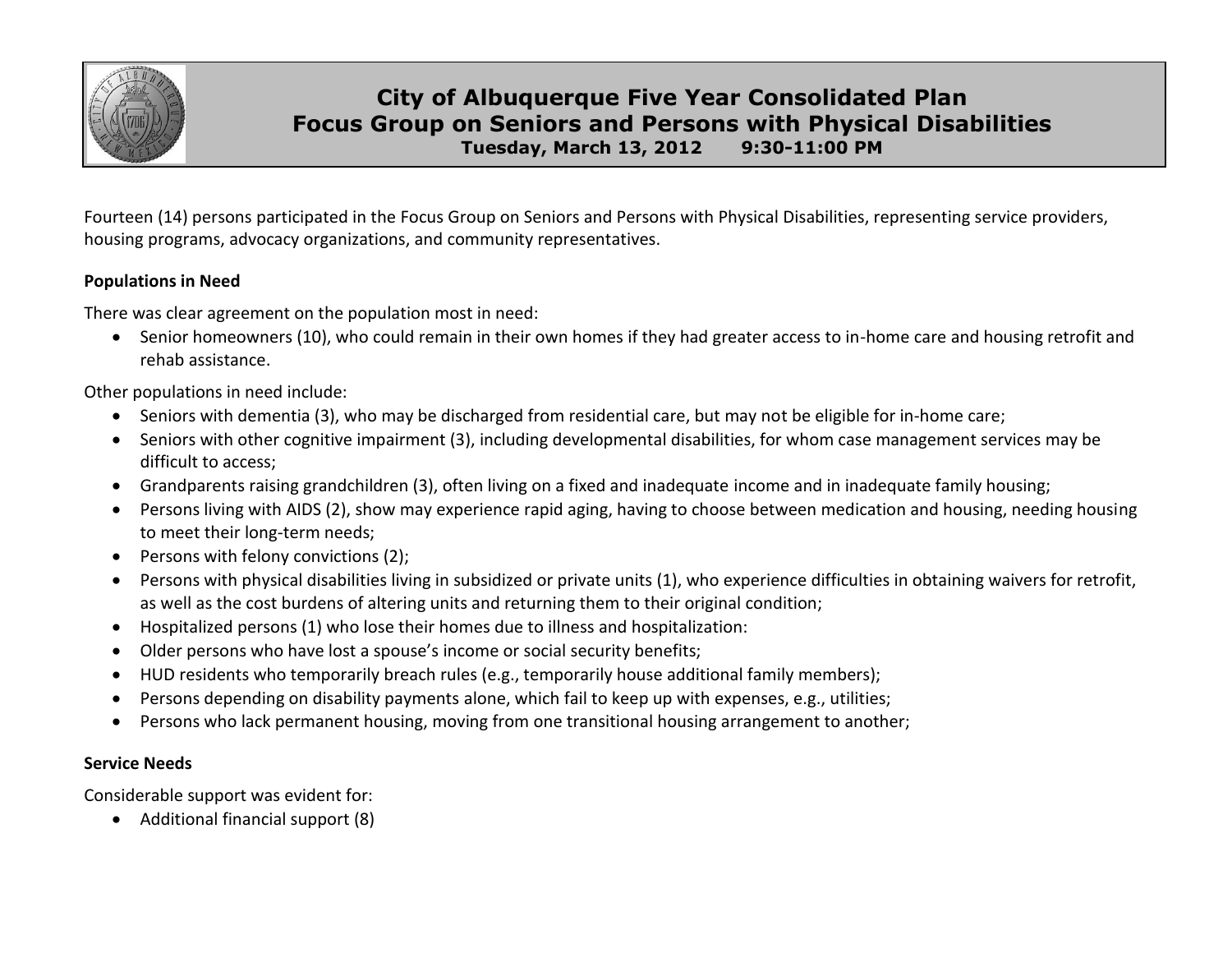# City of Albuquerque Five Year Consolidated Plan
## Focus Group on Seniors and Persons with Physical Disabilities
**Tuesday, March 13, 2012 9:30-11:00 PM**

Fourteen (14) persons participated in the Focus Group on Seniors and Persons with Physical Disabilities, representing service providers, housing programs, advocacy organizations, and community representatives.

**Populations in Need**

There was clear agreement on the population most in need:

- Senior homeowners (10), who could remain in their own homes if they had greater access to in-home care and housing retrofit and rehab assistance.

Other populations in need include:

- Seniors with dementia (3), who may be discharged from residential care, but may not be eligible for in-home care;
- Seniors with other cognitive impairment (3), including developmental disabilities, for whom case management services may be difficult to access;
- Grandparents raising grandchildren (3), often living on a fixed and inadequate income and in inadequate family housing;
- Persons living with AIDS (2), show may experience rapid aging, having to choose between medication and housing, needing housing to meet their long-term needs;
- Persons with felony convictions (2);
- Persons with physical disabilities living in subsidized or private units (1), who experience difficulties in obtaining waivers for retrofit, as well as the cost burdens of altering units and returning them to their original condition;
- Hospitalized persons (1) who lose their homes due to illness and hospitalization:
- Older persons who have lost a spouse's income or social security benefits;
- HUD residents who temporarily breach rules (e.g., temporarily house additional family members);
- Persons depending on disability payments alone, which fail to keep up with expenses, e.g., utilities;
- Persons who lack permanent housing, moving from one transitional housing arrangement to another;

**Service Needs**

Considerable support was evident for:

- Additional financial support (8)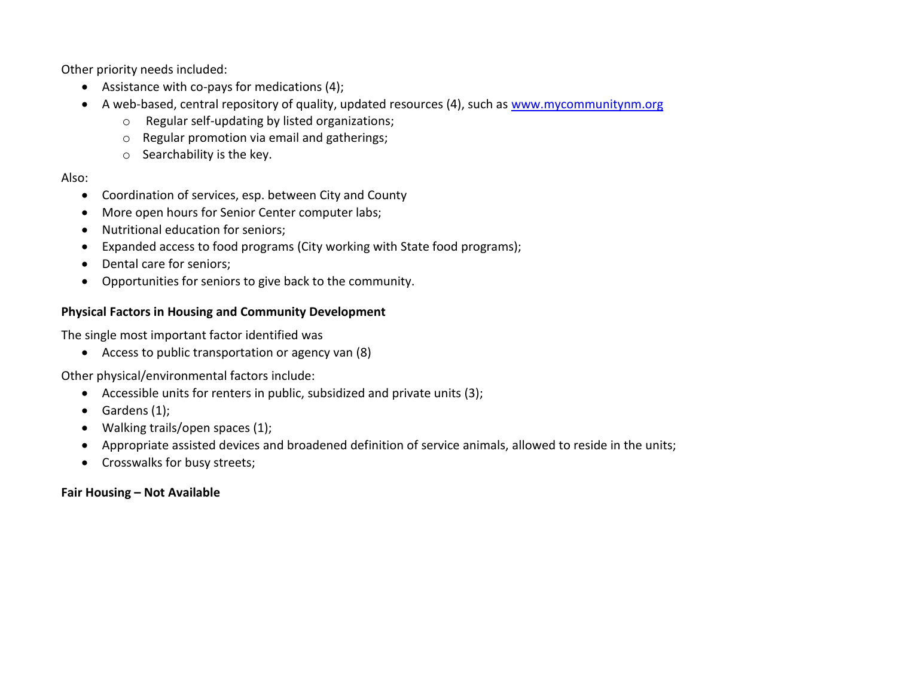Other priority needs included:

- Assistance with co-pays for medications (4);
- A web-based, central repository of quality, updated resources (4), such as [www.mycommunitynm.org](http://www.mycommunitynm.org)
  - Regular self-updating by listed organizations;
  - Regular promotion via email and gatherings;
  - Searchability is the key.

Also:

- Coordination of services, esp. between City and County
- More open hours for Senior Center computer labs;
- Nutritional education for seniors;
- Expanded access to food programs (City working with State food programs);
- Dental care for seniors;
- Opportunities for seniors to give back to the community.

**Physical Factors in Housing and Community Development**

The single most important factor identified was

- Access to public transportation or agency van (8)

Other physical/environmental factors include:

- Accessible units for renters in public, subsidized and private units (3);
- Gardens (1);
- Walking trails/open spaces (1);
- Appropriate assisted devices and broadened definition of service animals, allowed to reside in the units;
- Crosswalks for busy streets;

**Fair Housing – Not Available**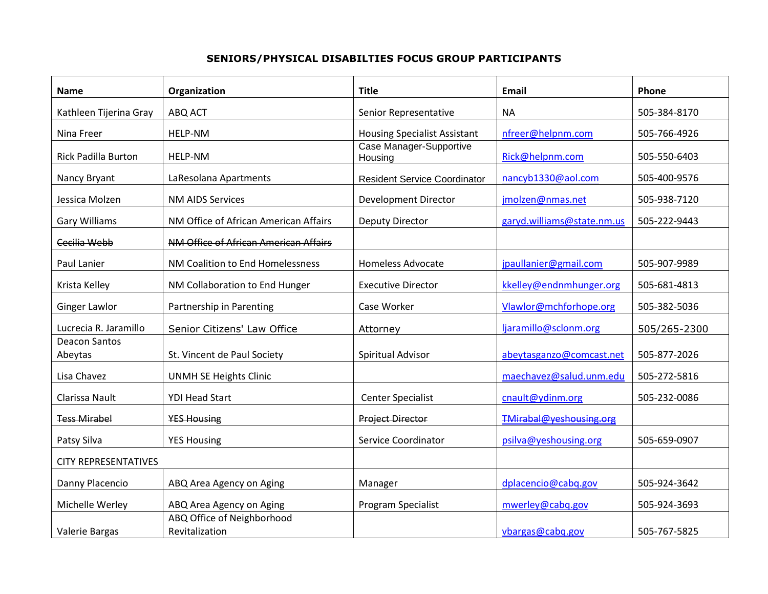# SENIORS/PHYSICAL DISABILTIES FOCUS GROUP PARTICIPANTS

| Name | Organization | Title | Email | Phone |
|---|---|---|---|---|
| Kathleen Tijerina Gray | ABQ ACT | Senior Representative | NA | 505-384-8170 |
| Nina Freer | HELP-NM | Housing Specialist Assistant | nfreer@helpnm.com | 505-766-4926 |
| Rick Padilla Burton | HELP-NM | Case Manager-Supportive Housing | Rick@helpnm.com | 505-550-6403 |
| Nancy Bryant | LaResolana Apartments | Resident Service Coordinator | nancyb1330@aol.com | 505-400-9576 |
| Jessica Molzen | NM AIDS Services | Development Director | jmolzen@nmas.net | 505-938-7120 |
| Gary Williams | NM Office of African American Affairs | Deputy Director | garyd.williams@state.nm.us | 505-222-9443 |
| ~~Cecilia Webb~~ | ~~NM Office of African American Affairs~~ | | | |
| Paul Lanier | NM Coalition to End Homelessness | Homeless Advocate | jpaullanier@gmail.com | 505-907-9989 |
| Krista Kelley | NM Collaboration to End Hunger | Executive Director | kkelley@endnmhunger.org | 505-681-4813 |
| Ginger Lawlor | Partnership in Parenting | Case Worker | Vlawlor@mchforhope.org | 505-382-5036 |
| Lucrecia R. Jaramillo | Senior Citizens' Law Office | Attorney | ljaramillo@sclonm.org | 505/265-2300 |
| Deacon Santos Abeytas | St. Vincent de Paul Society | Spiritual Advisor | abeytasganzo@comcast.net | 505-877-2026 |
| Lisa Chavez | UNMH SE Heights Clinic | | maechavez@salud.unm.edu | 505-272-5816 |
| Clarissa Nault | YDI Head Start | Center Specialist | cnault@ydinm.org | 505-232-0086 |
| ~~Tess Mirabel~~ | ~~YES Housing~~ | ~~Project Director~~ | ~~TMirabal@yeshousing.org~~ | |
| Patsy Silva | YES Housing | Service Coordinator | psilva@yeshousing.org | 505-659-0907 |
| CITY REPRESENTATIVES | | | | |
| Danny Placencio | ABQ Area Agency on Aging | Manager | dplacencio@cabq.gov | 505-924-3642 |
| Michelle Werley | ABQ Area Agency on Aging | Program Specialist | mwerley@cabq.gov | 505-924-3693 |
| Valerie Bargas | ABQ Office of Neighborhood Revitalization | | vbargas@cabq.gov | 505-767-5825 |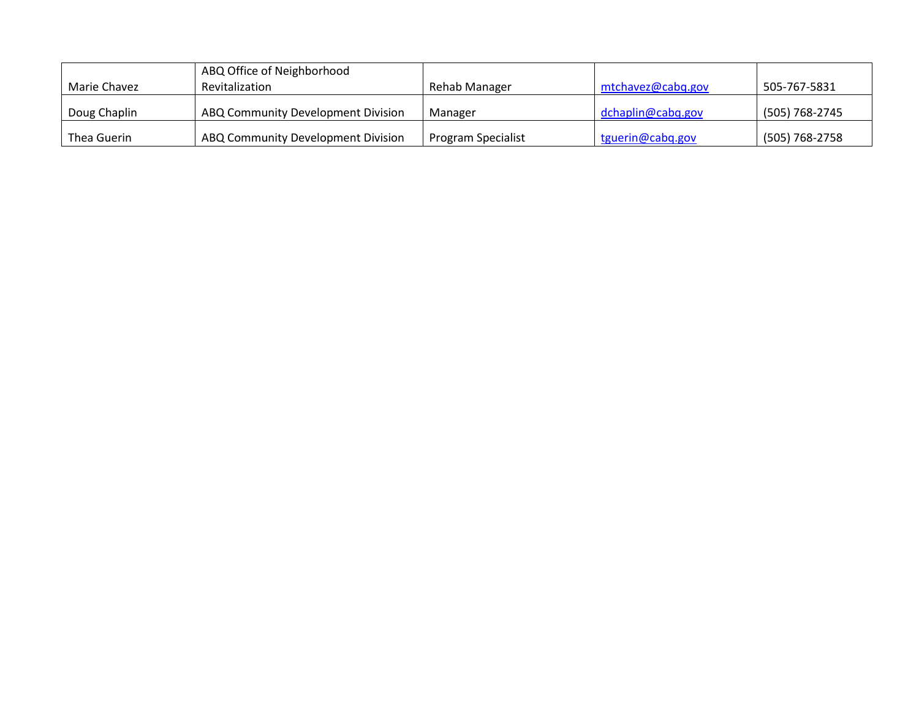| | | | | |
|---|---|---|---|---|
| Marie Chavez | ABQ Office of Neighborhood Revitalization | Rehab Manager | mtchavez@cabq.gov | 505-767-5831 |
| Doug Chaplin | ABQ Community Development Division | Manager | dchaplin@cabq.gov | (505) 768-2745 |
| Thea Guerin | ABQ Community Development Division | Program Specialist | tguerin@cabq.gov | (505) 768-2758 |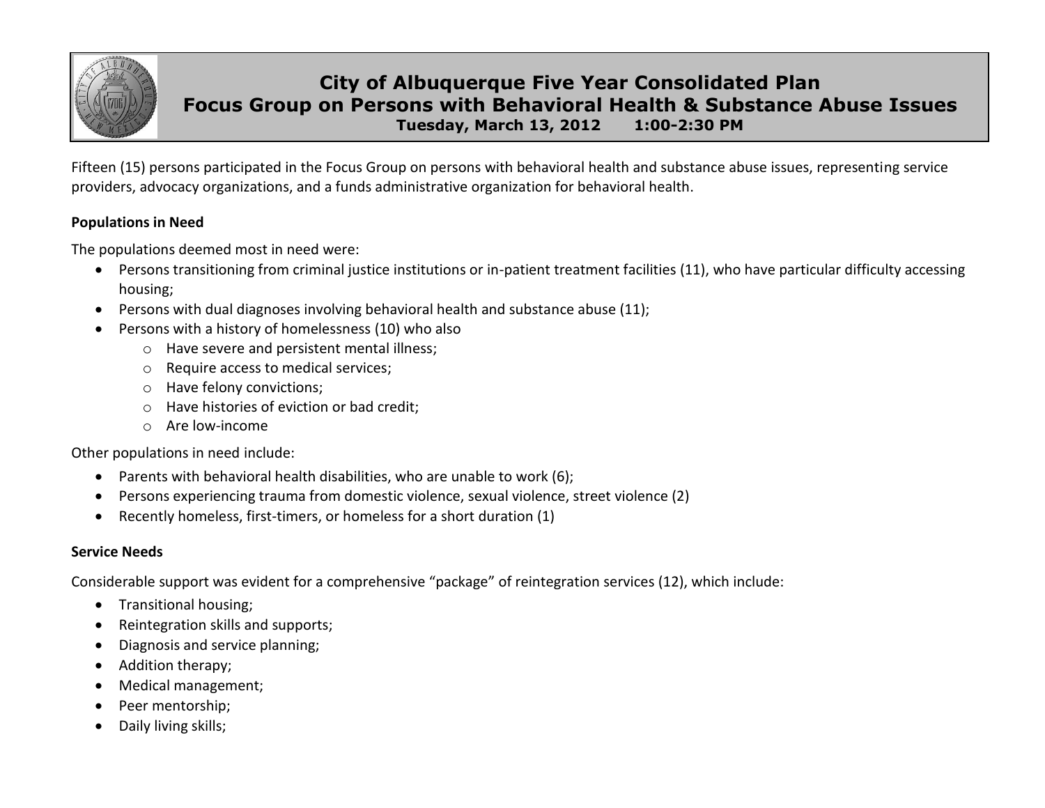# City of Albuquerque Five Year Consolidated Plan
## Focus Group on Persons with Behavioral Health & Substance Abuse Issues
**Tuesday, March 13, 2012 1:00-2:30 PM**

Fifteen (15) persons participated in the Focus Group on persons with behavioral health and substance abuse issues, representing service providers, advocacy organizations, and a funds administrative organization for behavioral health.

**Populations in Need**

The populations deemed most in need were:

- Persons transitioning from criminal justice institutions or in-patient treatment facilities (11), who have particular difficulty accessing housing;
- Persons with dual diagnoses involving behavioral health and substance abuse (11);
- Persons with a history of homelessness (10) who also
  - Have severe and persistent mental illness;
  - Require access to medical services;
  - Have felony convictions;
  - Have histories of eviction or bad credit;
  - Are low-income

Other populations in need include:

- Parents with behavioral health disabilities, who are unable to work (6);
- Persons experiencing trauma from domestic violence, sexual violence, street violence (2)
- Recently homeless, first-timers, or homeless for a short duration (1)

**Service Needs**

Considerable support was evident for a comprehensive "package" of reintegration services (12), which include:

- Transitional housing;
- Reintegration skills and supports;
- Diagnosis and service planning;
- Addition therapy;
- Medical management;
- Peer mentorship;
- Daily living skills;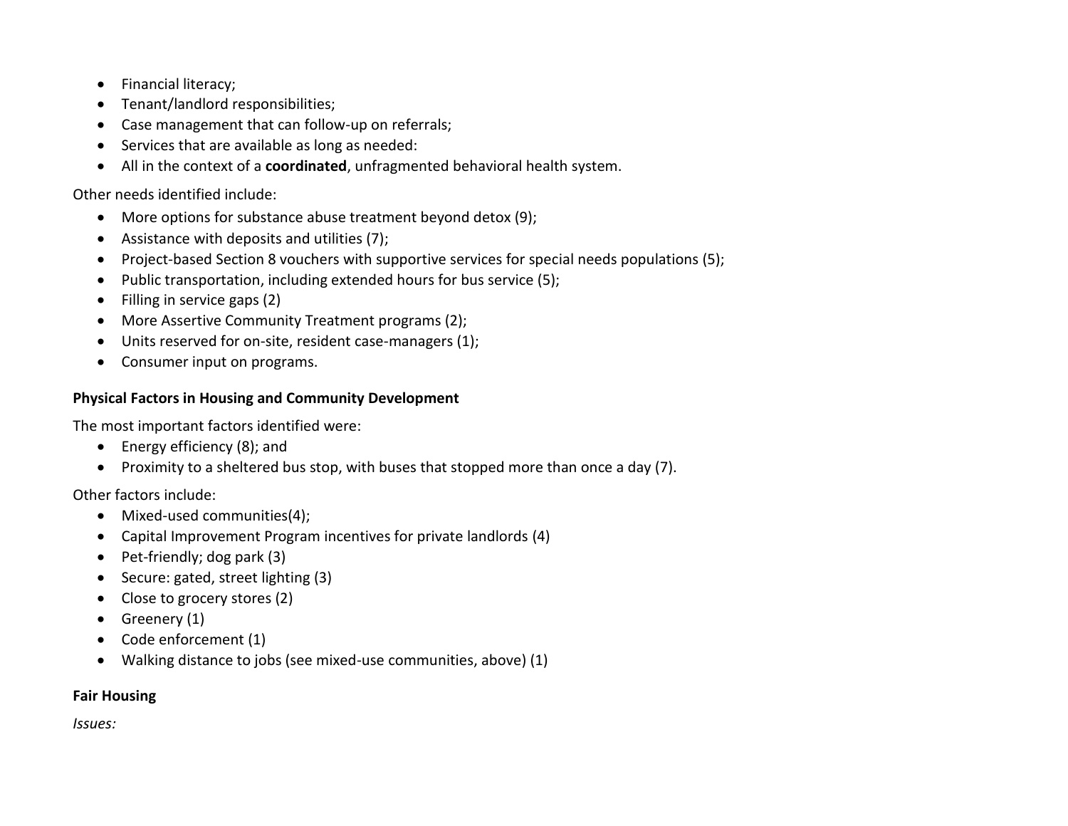- Financial literacy;
- Tenant/landlord responsibilities;
- Case management that can follow-up on referrals;
- Services that are available as long as needed:
- All in the context of a **coordinated**, unfragmented behavioral health system.

Other needs identified include:

- More options for substance abuse treatment beyond detox (9);
- Assistance with deposits and utilities (7);
- Project-based Section 8 vouchers with supportive services for special needs populations (5);
- Public transportation, including extended hours for bus service (5);
- Filling in service gaps (2)
- More Assertive Community Treatment programs (2);
- Units reserved for on-site, resident case-managers (1);
- Consumer input on programs.

**Physical Factors in Housing and Community Development**

The most important factors identified were:

- Energy efficiency (8); and
- Proximity to a sheltered bus stop, with buses that stopped more than once a day (7).

Other factors include:

- Mixed-used communities(4);
- Capital Improvement Program incentives for private landlords (4)
- Pet-friendly; dog park (3)
- Secure: gated, street lighting (3)
- Close to grocery stores (2)
- Greenery (1)
- Code enforcement (1)
- Walking distance to jobs (see mixed-use communities, above) (1)

**Fair Housing**

*Issues:*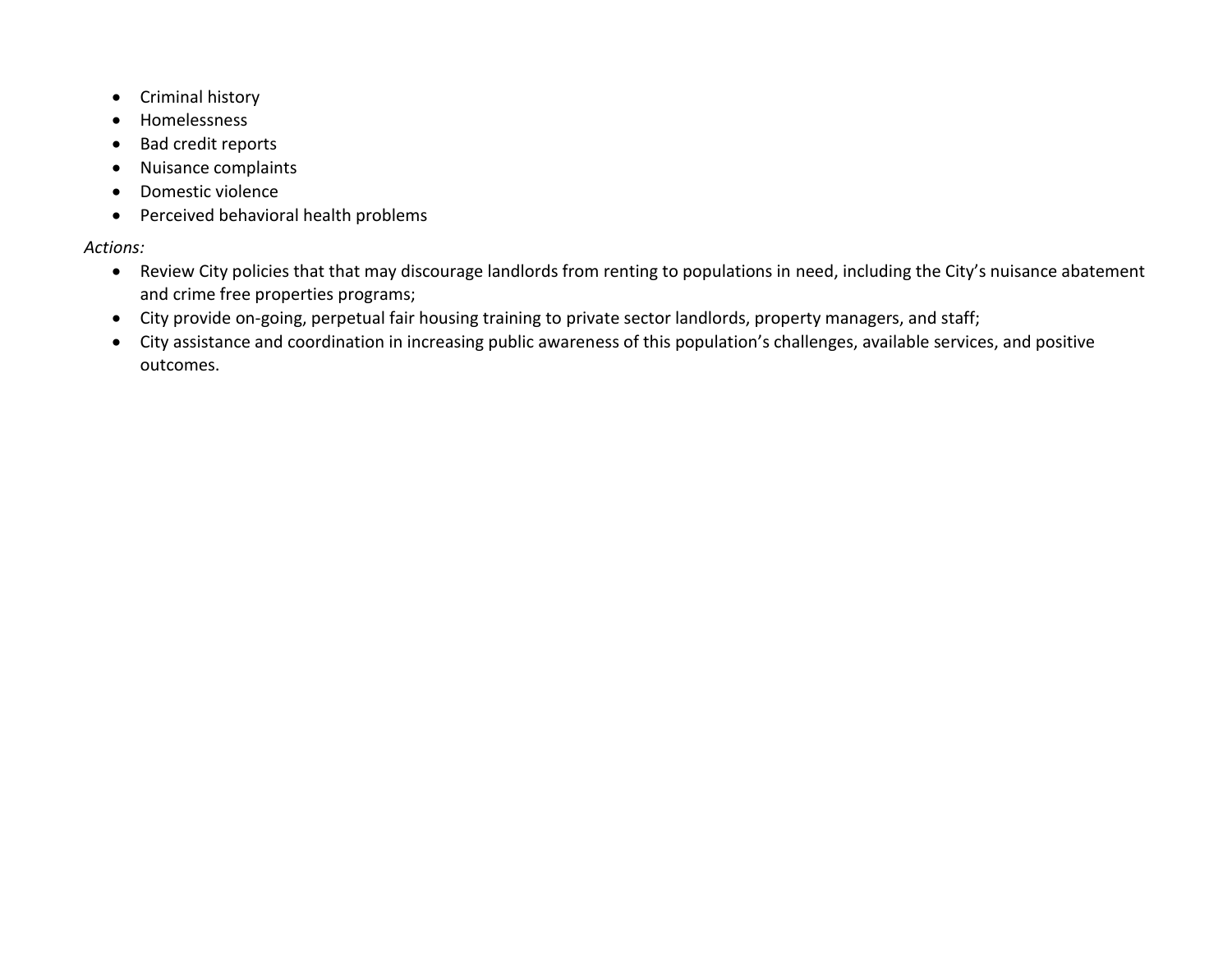- Criminal history
- Homelessness
- Bad credit reports
- Nuisance complaints
- Domestic violence
- Perceived behavioral health problems

*Actions:*

- Review City policies that that may discourage landlords from renting to populations in need, including the City's nuisance abatement and crime free properties programs;
- City provide on-going, perpetual fair housing training to private sector landlords, property managers, and staff;
- City assistance and coordination in increasing public awareness of this population's challenges, available services, and positive outcomes.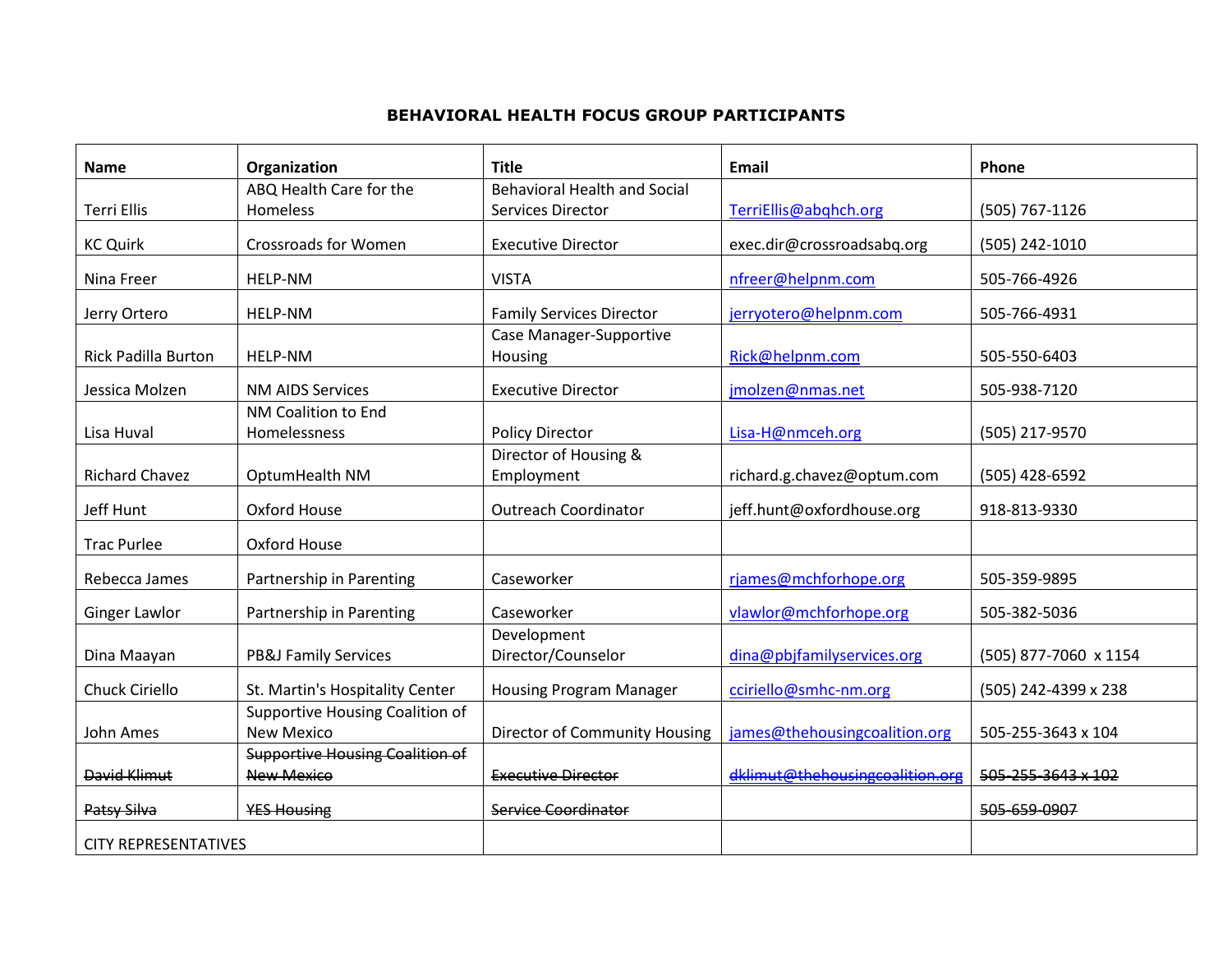# BEHAVIORAL HEALTH FOCUS GROUP PARTICIPANTS

| Name | Organization | Title | Email | Phone |
|---|---|---|---|---|
| Terri Ellis | ABQ Health Care for the Homeless | Behavioral Health and Social Services Director | TerriEllis@abqhch.org | (505) 767-1126 |
| KC Quirk | Crossroads for Women | Executive Director | exec.dir@crossroadsabq.org | (505) 242-1010 |
| Nina Freer | HELP-NM | VISTA | nfreer@helpnm.com | 505-766-4926 |
| Jerry Ortero | HELP-NM | Family Services Director | jerryotero@helpnm.com | 505-766-4931 |
| Rick Padilla Burton | HELP-NM | Case Manager-Supportive Housing | Rick@helpnm.com | 505-550-6403 |
| Jessica Molzen | NM AIDS Services | Executive Director | jmolzen@nmas.net | 505-938-7120 |
| Lisa Huval | NM Coalition to End Homelessness | Policy Director | Lisa-H@nmceh.org | (505) 217-9570 |
| Richard Chavez | OptumHealth NM | Director of Housing & Employment | richard.g.chavez@optum.com | (505) 428-6592 |
| Jeff Hunt | Oxford House | Outreach Coordinator | jeff.hunt@oxfordhouse.org | 918-813-9330 |
| Trac Purlee | Oxford House | | | |
| Rebecca James | Partnership in Parenting | Caseworker | rjames@mchforhope.org | 505-359-9895 |
| Ginger Lawlor | Partnership in Parenting | Caseworker | vlawlor@mchforhope.org | 505-382-5036 |
| Dina Maayan | PB&J Family Services | Development Director/Counselor | dina@pbjfamilyservices.org | (505) 877-7060 x 1154 |
| Chuck Ciriello | St. Martin's Hospitality Center | Housing Program Manager | cciriello@smhc-nm.org | (505) 242-4399 x 238 |
| John Ames | Supportive Housing Coalition of New Mexico | Director of Community Housing | james@thehousingcoalition.org | 505-255-3643 x 104 |
| ~~David Klimut~~ | ~~Supportive Housing Coalition of New Mexico~~ | ~~Executive Director~~ | ~~dklimut@thehousingcoalition.org~~ | ~~505-255-3643 x 102~~ |
| ~~Patsy Silva~~ | ~~YES Housing~~ | ~~Service Coordinator~~ | | ~~505-659-0907~~ |
| CITY REPRESENTATIVES | | | | |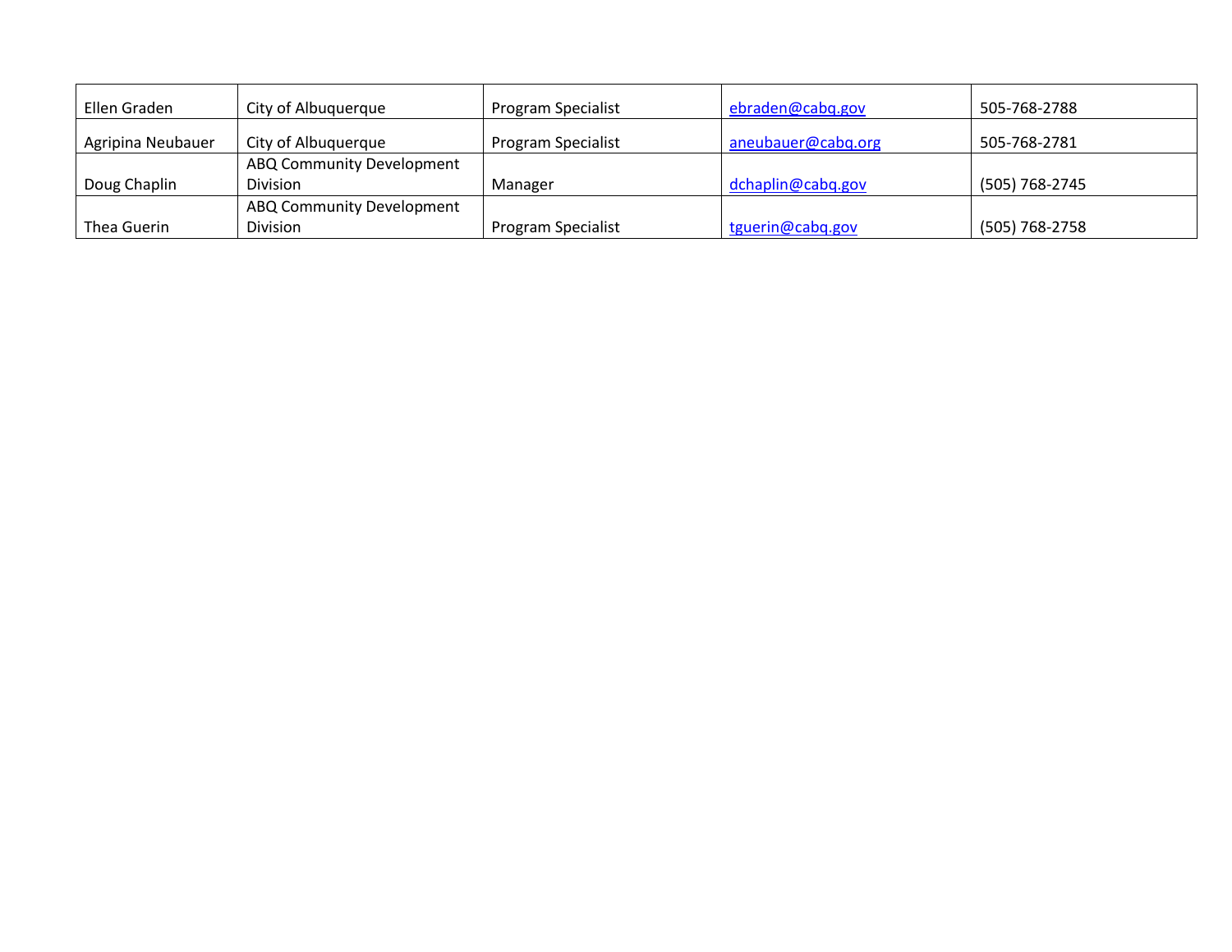| Ellen Graden | City of Albuquerque | Program Specialist | ebraden@cabq.gov | 505-768-2788 |
|---|---|---|---|---|
| Agripina Neubauer | City of Albuquerque | Program Specialist | aneubauer@cabq.org | 505-768-2781 |
| Doug Chaplin | ABQ Community Development Division | Manager | dchaplin@cabq.gov | (505) 768-2745 |
| Thea Guerin | ABQ Community Development Division | Program Specialist | tguerin@cabq.gov | (505) 768-2758 |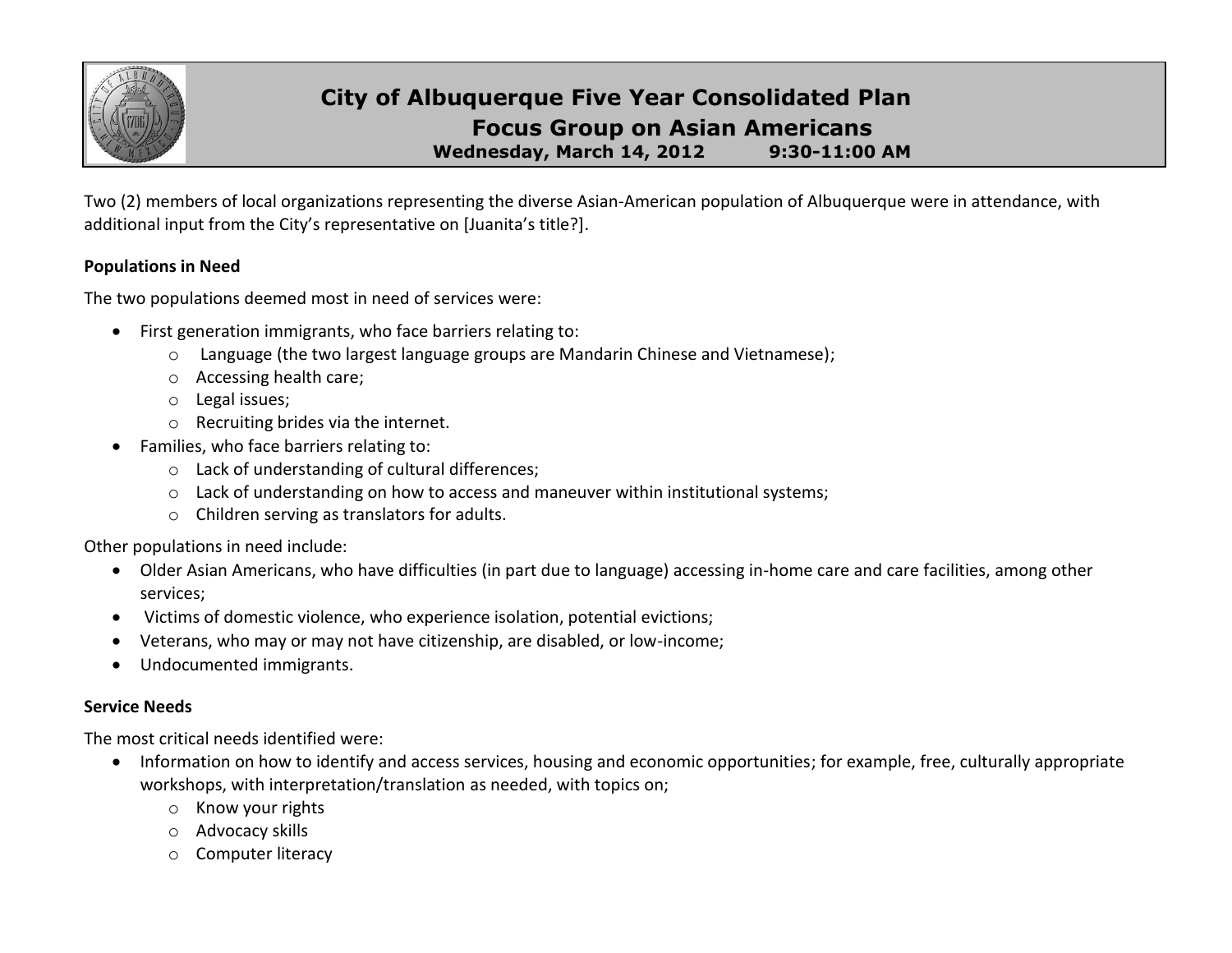# City of Albuquerque Five Year Consolidated Plan

## Focus Group on Asian Americans

**Wednesday, March 14, 2012 9:30-11:00 AM**

Two (2) members of local organizations representing the diverse Asian-American population of Albuquerque were in attendance, with additional input from the City's representative on [Juanita's title?].

**Populations in Need**

The two populations deemed most in need of services were:

- First generation immigrants, who face barriers relating to:
  - Language (the two largest language groups are Mandarin Chinese and Vietnamese);
  - Accessing health care;
  - Legal issues;
  - Recruiting brides via the internet.
- Families, who face barriers relating to:
  - Lack of understanding of cultural differences;
  - Lack of understanding on how to access and maneuver within institutional systems;
  - Children serving as translators for adults.

Other populations in need include:

- Older Asian Americans, who have difficulties (in part due to language) accessing in-home care and care facilities, among other services;
- Victims of domestic violence, who experience isolation, potential evictions;
- Veterans, who may or may not have citizenship, are disabled, or low-income;
- Undocumented immigrants.

**Service Needs**

The most critical needs identified were:

- Information on how to identify and access services, housing and economic opportunities; for example, free, culturally appropriate workshops, with interpretation/translation as needed, with topics on;
  - Know your rights
  - Advocacy skills
  - Computer literacy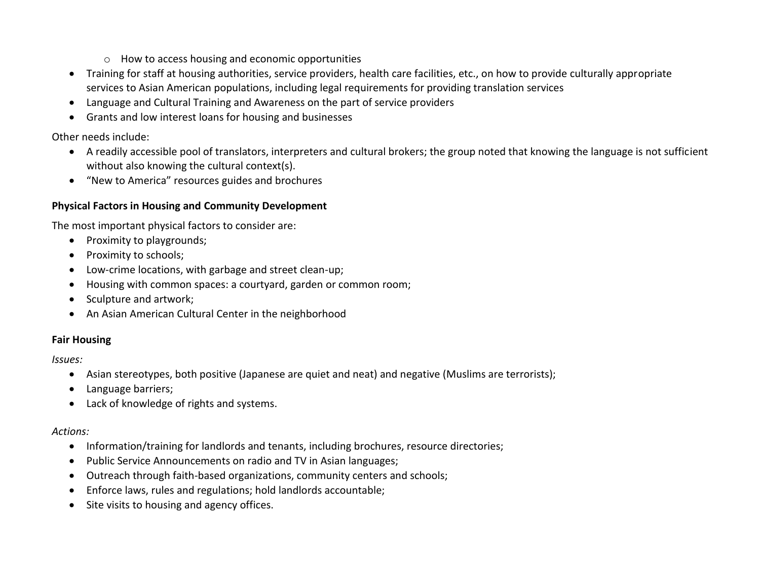- How to access housing and economic opportunities
- Training for staff at housing authorities, service providers, health care facilities, etc., on how to provide culturally appropriate services to Asian American populations, including legal requirements for providing translation services
- Language and Cultural Training and Awareness on the part of service providers
- Grants and low interest loans for housing and businesses

Other needs include:

- A readily accessible pool of translators, interpreters and cultural brokers; the group noted that knowing the language is not sufficient without also knowing the cultural context(s).
- "New to America" resources guides and brochures

**Physical Factors in Housing and Community Development**

The most important physical factors to consider are:

- Proximity to playgrounds;
- Proximity to schools;
- Low-crime locations, with garbage and street clean-up;
- Housing with common spaces: a courtyard, garden or common room;
- Sculpture and artwork;
- An Asian American Cultural Center in the neighborhood

**Fair Housing**

*Issues:*

- Asian stereotypes, both positive (Japanese are quiet and neat) and negative (Muslims are terrorists);
- Language barriers;
- Lack of knowledge of rights and systems.

*Actions:*

- Information/training for landlords and tenants, including brochures, resource directories;
- Public Service Announcements on radio and TV in Asian languages;
- Outreach through faith-based organizations, community centers and schools;
- Enforce laws, rules and regulations; hold landlords accountable;
- Site visits to housing and agency offices.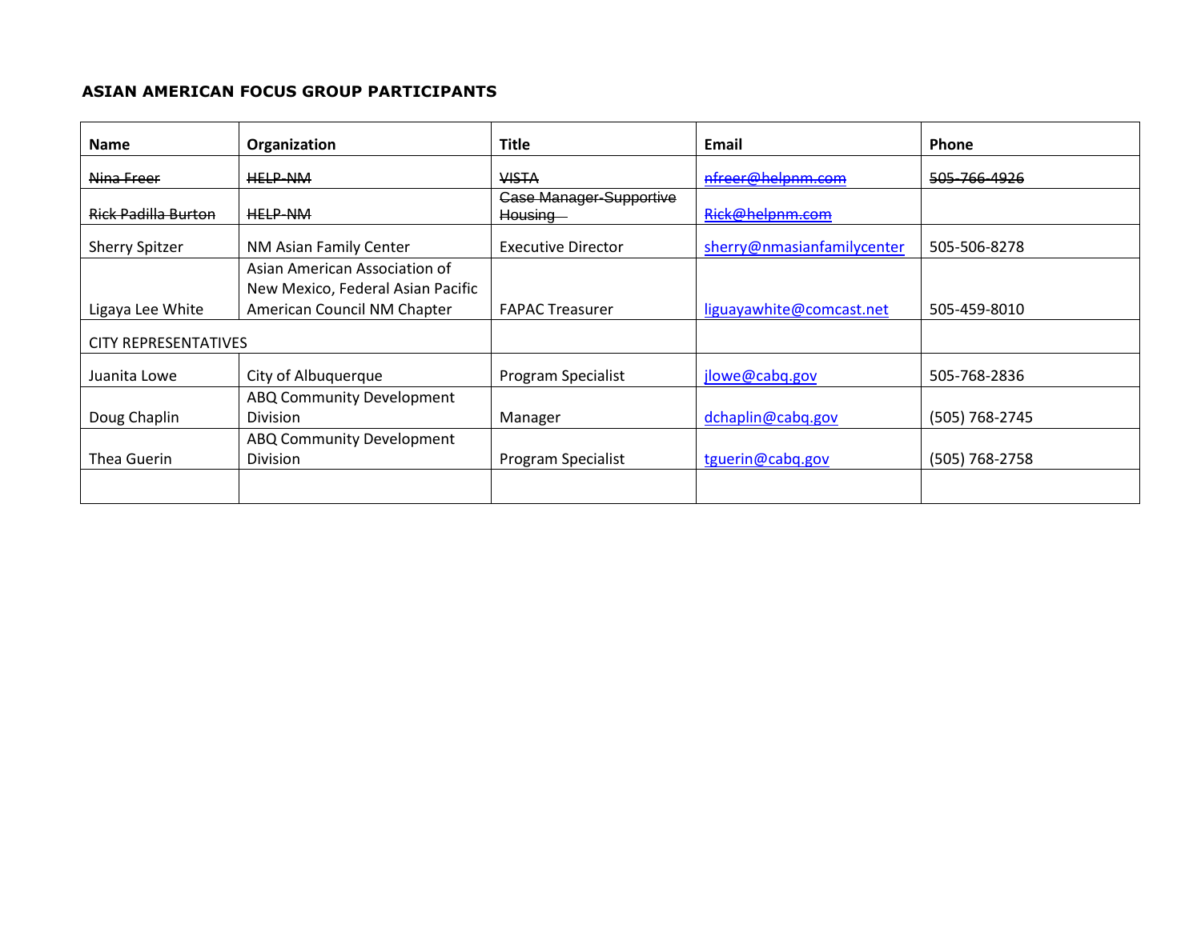**ASIAN AMERICAN FOCUS GROUP PARTICIPANTS**

| Name | Organization | Title | Email | Phone |
|---|---|---|---|---|
| ~~Nina Freer~~ | ~~HELP-NM~~ | ~~VISTA~~ | ~~nfreer@helpnm.com~~ | ~~505-766-4926~~ |
| ~~Rick Padilla Burton~~ | ~~HELP-NM~~ | ~~Case Manager-Supportive Housing~~ | ~~Rick@helpnm.com~~ | |
| Sherry Spitzer | NM Asian Family Center | Executive Director | sherry@nmasianfamilycenter | 505-506-8278 |
| Ligaya Lee White | Asian American Association of New Mexico, Federal Asian Pacific American Council NM Chapter | FAPAC Treasurer | liguayawhite@comcast.net | 505-459-8010 |
| CITY REPRESENTATIVES | | | | |
| Juanita Lowe | City of Albuquerque | Program Specialist | jlowe@cabq.gov | 505-768-2836 |
| Doug Chaplin | ABQ Community Development Division | Manager | dchaplin@cabq.gov | (505) 768-2745 |
| Thea Guerin | ABQ Community Development Division | Program Specialist | tguerin@cabq.gov | (505) 768-2758 |
| | | | | |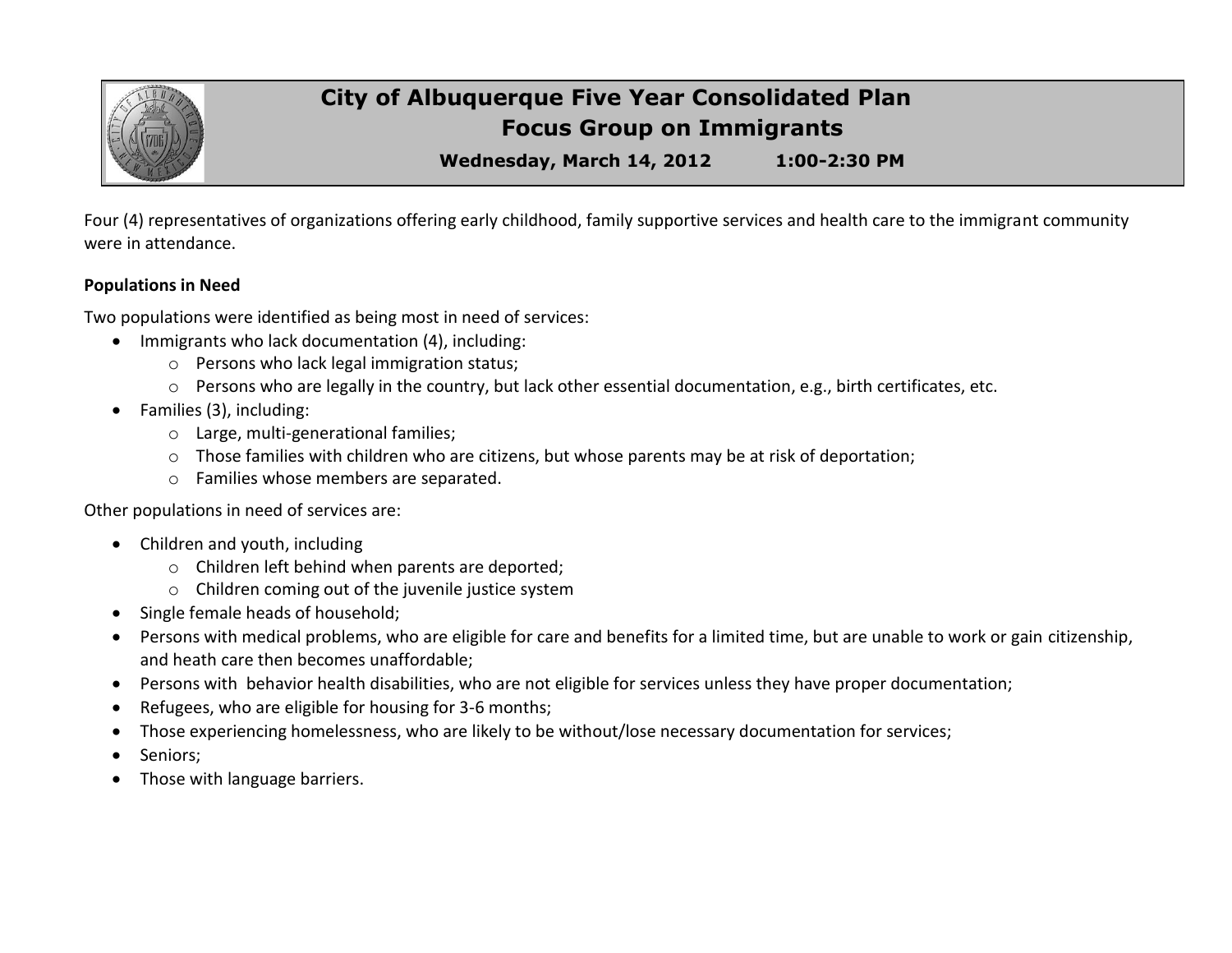# City of Albuquerque Five Year Consolidated Plan
## Focus Group on Immigrants

**Wednesday, March 14, 2012 1:00-2:30 PM**

Four (4) representatives of organizations offering early childhood, family supportive services and health care to the immigrant community were in attendance.

**Populations in Need**

Two populations were identified as being most in need of services:

- Immigrants who lack documentation (4), including:
  - Persons who lack legal immigration status;
  - Persons who are legally in the country, but lack other essential documentation, e.g., birth certificates, etc.
- Families (3), including:
  - Large, multi-generational families;
  - Those families with children who are citizens, but whose parents may be at risk of deportation;
  - Families whose members are separated.

Other populations in need of services are:

- Children and youth, including
  - Children left behind when parents are deported;
  - Children coming out of the juvenile justice system
- Single female heads of household;
- Persons with medical problems, who are eligible for care and benefits for a limited time, but are unable to work or gain citizenship, and heath care then becomes unaffordable;
- Persons with behavior health disabilities, who are not eligible for services unless they have proper documentation;
- Refugees, who are eligible for housing for 3-6 months;
- Those experiencing homelessness, who are likely to be without/lose necessary documentation for services;
- Seniors;
- Those with language barriers.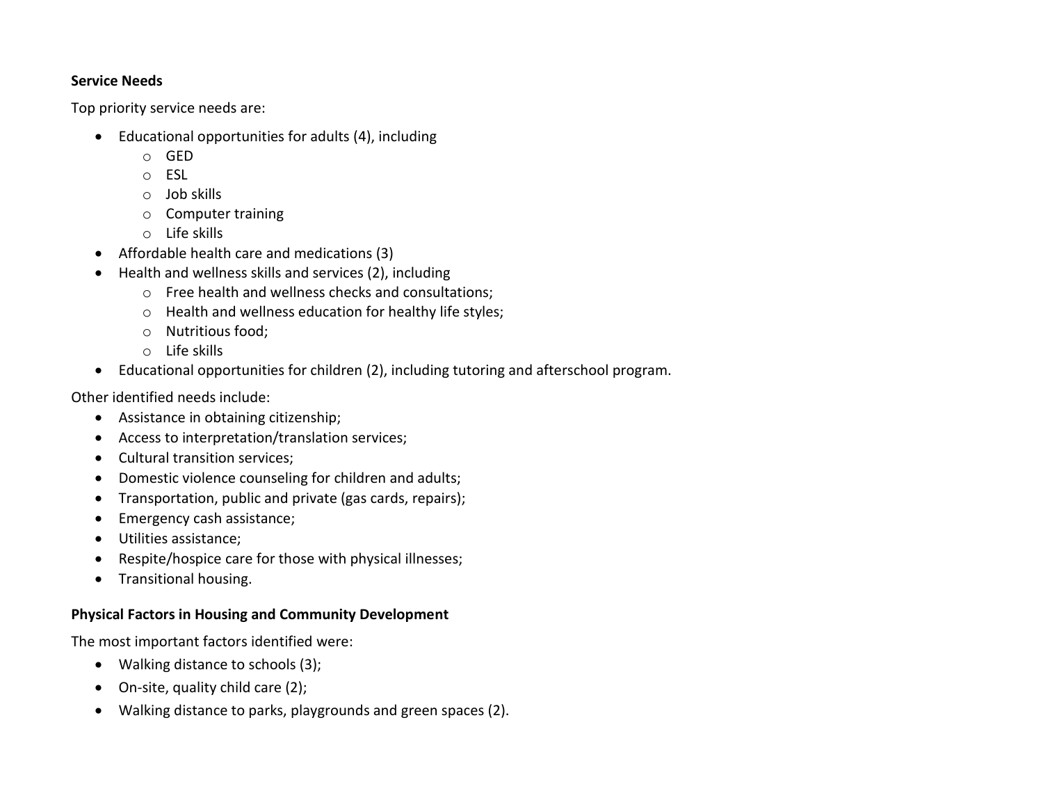**Service Needs**

Top priority service needs are:

- Educational opportunities for adults (4), including
    - GED
    - ESL
    - Job skills
    - Computer training
    - Life skills
- Affordable health care and medications (3)
- Health and wellness skills and services (2), including
    - Free health and wellness checks and consultations;
    - Health and wellness education for healthy life styles;
    - Nutritious food;
    - Life skills
- Educational opportunities for children (2), including tutoring and afterschool program.

Other identified needs include:

- Assistance in obtaining citizenship;
- Access to interpretation/translation services;
- Cultural transition services;
- Domestic violence counseling for children and adults;
- Transportation, public and private (gas cards, repairs);
- Emergency cash assistance;
- Utilities assistance;
- Respite/hospice care for those with physical illnesses;
- Transitional housing.

**Physical Factors in Housing and Community Development**

The most important factors identified were:

- Walking distance to schools (3);
- On-site, quality child care (2);
- Walking distance to parks, playgrounds and green spaces (2).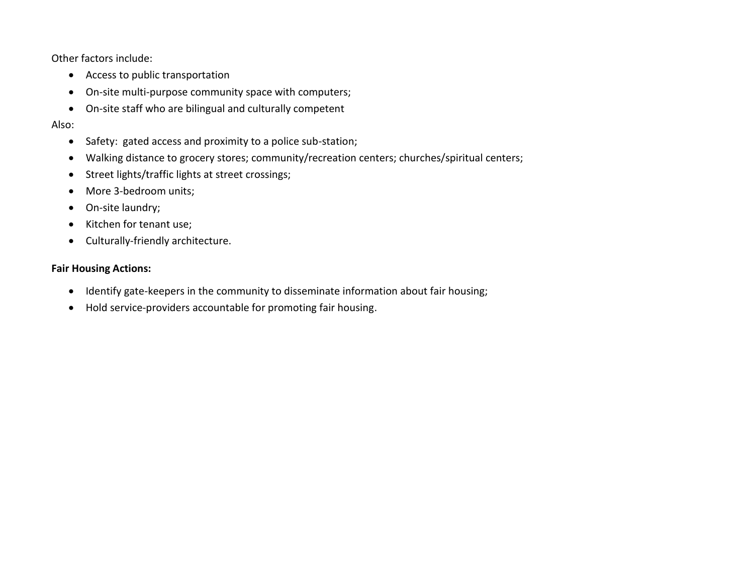Other factors include:

- Access to public transportation
- On-site multi-purpose community space with computers;
- On-site staff who are bilingual and culturally competent

Also:

- Safety: gated access and proximity to a police sub-station;
- Walking distance to grocery stores; community/recreation centers; churches/spiritual centers;
- Street lights/traffic lights at street crossings;
- More 3-bedroom units;
- On-site laundry;
- Kitchen for tenant use;
- Culturally-friendly architecture.

**Fair Housing Actions:**

- Identify gate-keepers in the community to disseminate information about fair housing;
- Hold service-providers accountable for promoting fair housing.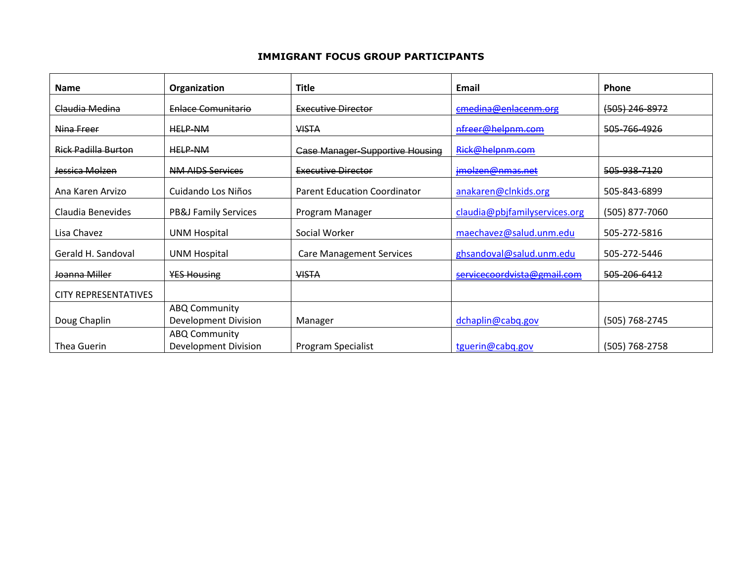**IMMIGRANT FOCUS GROUP PARTICIPANTS**

| Name | Organization | Title | Email | Phone |
|---|---|---|---|---|
| ~~Claudia Medina~~ | ~~Enlace Comunitario~~ | ~~Executive Director~~ | ~~cmedina@enlacenm.org~~ | ~~(505) 246-8972~~ |
| ~~Nina Freer~~ | ~~HELP-NM~~ | ~~VISTA~~ | ~~nfreer@helpnm.com~~ | ~~505-766-4926~~ |
| ~~Rick Padilla Burton~~ | ~~HELP-NM~~ | ~~Case Manager-Supportive Housing~~ | ~~Rick@helpnm.com~~ | |
| ~~Jessica Molzen~~ | ~~NM AIDS Services~~ | ~~Executive Director~~ | ~~jmolzen@nmas.net~~ | ~~505-938-7120~~ |
| Ana Karen Arvizo | Cuidando Los Niños | Parent Education Coordinator | anakaren@clnkids.org | 505-843-6899 |
| Claudia Benevides | PB&J Family Services | Program Manager | claudia@pbjfamilyservices.org | (505) 877-7060 |
| Lisa Chavez | UNM Hospital | Social Worker | maechavez@salud.unm.edu | 505-272-5816 |
| Gerald H. Sandoval | UNM Hospital | Care Management Services | ghsandoval@salud.unm.edu | 505-272-5446 |
| ~~Joanna Miller~~ | ~~YES Housing~~ | ~~VISTA~~ | ~~servicecoordvista@gmail.com~~ | ~~505-206-6412~~ |
| CITY REPRESENTATIVES | | | | |
| Doug Chaplin | ABQ Community Development Division | Manager | dchaplin@cabq.gov | (505) 768-2745 |
| Thea Guerin | ABQ Community Development Division | Program Specialist | tguerin@cabq.gov | (505) 768-2758 |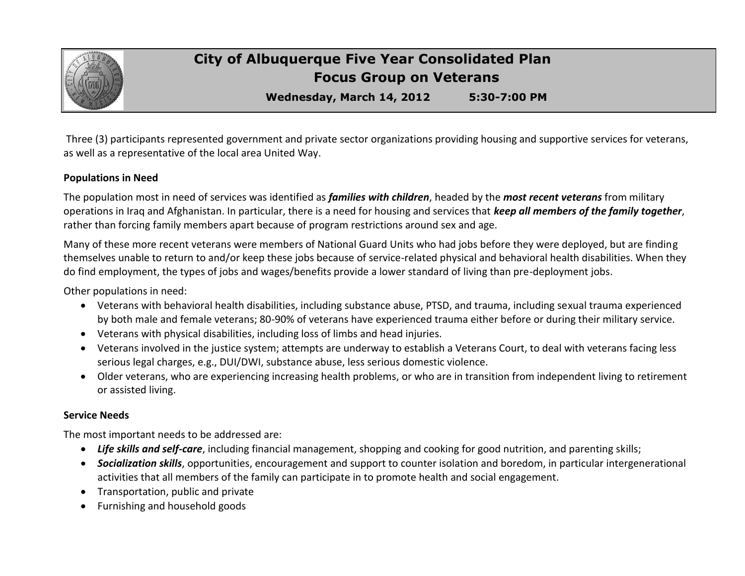# City of Albuquerque Five Year Consolidated Plan

## Focus Group on Veterans

**Wednesday, March 14, 2012 5:30-7:00 PM**

Three (3) participants represented government and private sector organizations providing housing and supportive services for veterans, as well as a representative of the local area United Way.

**Populations in Need**

The population most in need of services was identified as ***families with children***, headed by the ***most recent veterans*** from military operations in Iraq and Afghanistan. In particular, there is a need for housing and services that ***keep all members of the family together***, rather than forcing family members apart because of program restrictions around sex and age.

Many of these more recent veterans were members of National Guard Units who had jobs before they were deployed, but are finding themselves unable to return to and/or keep these jobs because of service-related physical and behavioral health disabilities. When they do find employment, the types of jobs and wages/benefits provide a lower standard of living than pre-deployment jobs.

Other populations in need:

- Veterans with behavioral health disabilities, including substance abuse, PTSD, and trauma, including sexual trauma experienced by both male and female veterans; 80-90% of veterans have experienced trauma either before or during their military service.
- Veterans with physical disabilities, including loss of limbs and head injuries.
- Veterans involved in the justice system; attempts are underway to establish a Veterans Court, to deal with veterans facing less serious legal charges, e.g., DUI/DWI, substance abuse, less serious domestic violence.
- Older veterans, who are experiencing increasing health problems, or who are in transition from independent living to retirement or assisted living.

**Service Needs**

The most important needs to be addressed are:

- ***Life skills and self-care***, including financial management, shopping and cooking for good nutrition, and parenting skills;
- ***Socialization skills***, opportunities, encouragement and support to counter isolation and boredom, in particular intergenerational activities that all members of the family can participate in to promote health and social engagement.
- Transportation, public and private
- Furnishing and household goods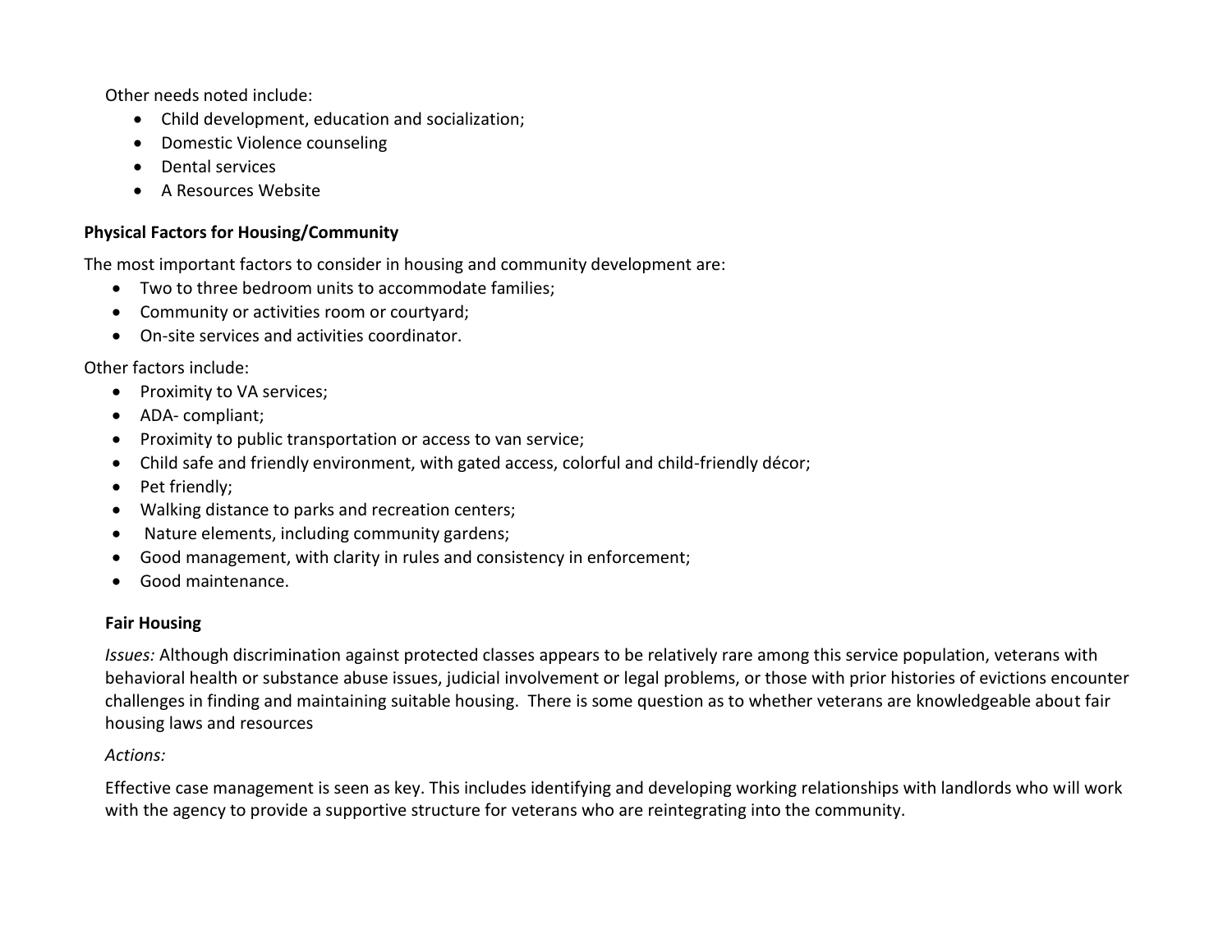Other needs noted include:

- Child development, education and socialization;
- Domestic Violence counseling
- Dental services
- A Resources Website

**Physical Factors for Housing/Community**

The most important factors to consider in housing and community development are:

- Two to three bedroom units to accommodate families;
- Community or activities room or courtyard;
- On-site services and activities coordinator.

Other factors include:

- Proximity to VA services;
- ADA- compliant;
- Proximity to public transportation or access to van service;
- Child safe and friendly environment, with gated access, colorful and child-friendly décor;
- Pet friendly;
- Walking distance to parks and recreation centers;
- Nature elements, including community gardens;
- Good management, with clarity in rules and consistency in enforcement;
- Good maintenance.

**Fair Housing**

*Issues:* Although discrimination against protected classes appears to be relatively rare among this service population, veterans with behavioral health or substance abuse issues, judicial involvement or legal problems, or those with prior histories of evictions encounter challenges in finding and maintaining suitable housing. There is some question as to whether veterans are knowledgeable about fair housing laws and resources

*Actions:*

Effective case management is seen as key. This includes identifying and developing working relationships with landlords who will work with the agency to provide a supportive structure for veterans who are reintegrating into the community.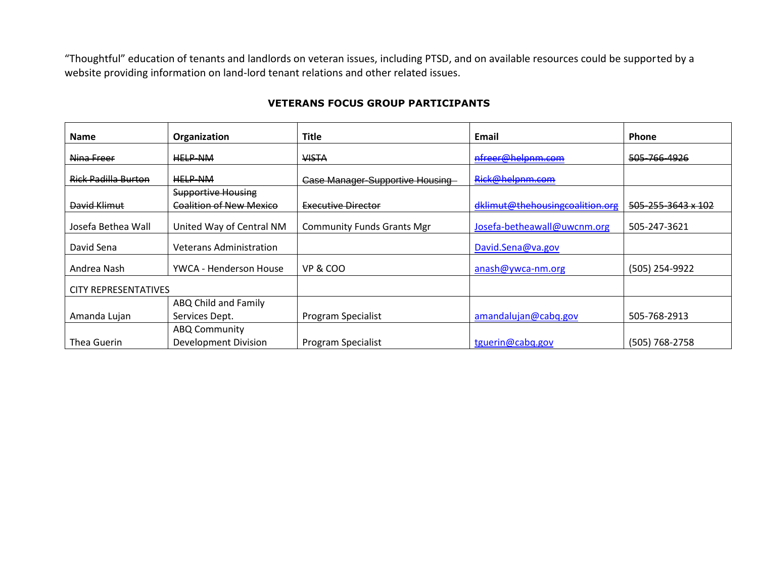"Thoughtful" education of tenants and landlords on veteran issues, including PTSD, and on available resources could be supported by a website providing information on land-lord tenant relations and other related issues.

**VETERANS FOCUS GROUP PARTICIPANTS**

| Name | Organization | Title | Email | Phone |
|---|---|---|---|---|
| ~~Nina Freer~~ | ~~HELP-NM~~ | ~~VISTA~~ | ~~nfreer@helpnm.com~~ | ~~505-766-4926~~ |
| ~~Rick Padilla Burton~~ | ~~HELP-NM~~ | ~~Case Manager-Supportive Housing~~ | ~~Rick@helpnm.com~~ | |
| ~~David Klimut~~ | ~~Supportive Housing Coalition of New Mexico~~ | ~~Executive Director~~ | ~~dklimut@thehousingcoalition.org~~ | ~~505-255-3643 x 102~~ |
| Josefa Bethea Wall | United Way of Central NM | Community Funds Grants Mgr | Josefa-betheawall@uwcnm.org | 505-247-3621 |
| David Sena | Veterans Administration | | David.Sena@va.gov | |
| Andrea Nash | YWCA - Henderson House | VP & COO | anash@ywca-nm.org | (505) 254-9922 |
| CITY REPRESENTATIVES | | | | |
| Amanda Lujan | ABQ Child and Family Services Dept. | Program Specialist | amandalujan@cabq.gov | 505-768-2913 |
| Thea Guerin | ABQ Community Development Division | Program Specialist | tguerin@cabq.gov | (505) 768-2758 |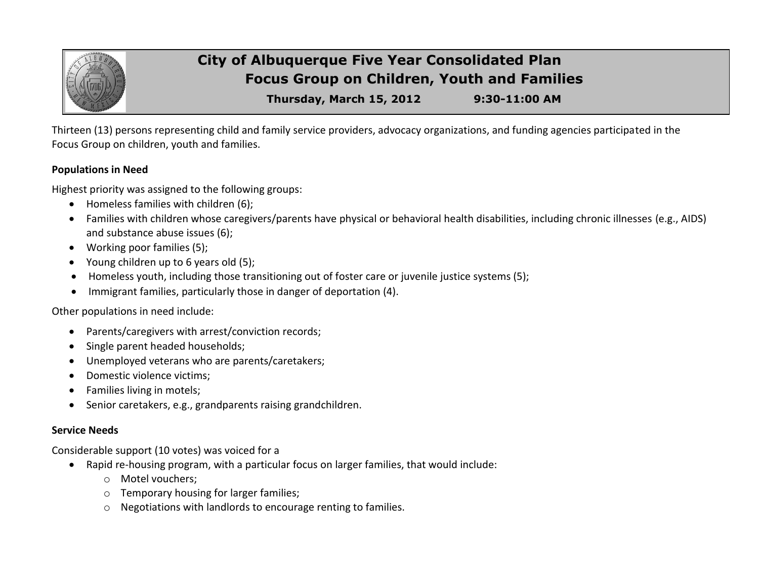# City of Albuquerque Five Year Consolidated Plan

## Focus Group on Children, Youth and Families

**Thursday, March 15, 2012 9:30-11:00 AM**

Thirteen (13) persons representing child and family service providers, advocacy organizations, and funding agencies participated in the Focus Group on children, youth and families.

### Populations in Need

Highest priority was assigned to the following groups:

- Homeless families with children (6);
- Families with children whose caregivers/parents have physical or behavioral health disabilities, including chronic illnesses (e.g., AIDS) and substance abuse issues (6);
- Working poor families (5);
- Young children up to 6 years old (5);
- Homeless youth, including those transitioning out of foster care or juvenile justice systems (5);
- Immigrant families, particularly those in danger of deportation (4).

Other populations in need include:

- Parents/caregivers with arrest/conviction records;
- Single parent headed households;
- Unemployed veterans who are parents/caretakers;
- Domestic violence victims;
- Families living in motels;
- Senior caretakers, e.g., grandparents raising grandchildren.

### Service Needs

Considerable support (10 votes) was voiced for a

- Rapid re-housing program, with a particular focus on larger families, that would include:
  - Motel vouchers;
  - Temporary housing for larger families;
  - Negotiations with landlords to encourage renting to families.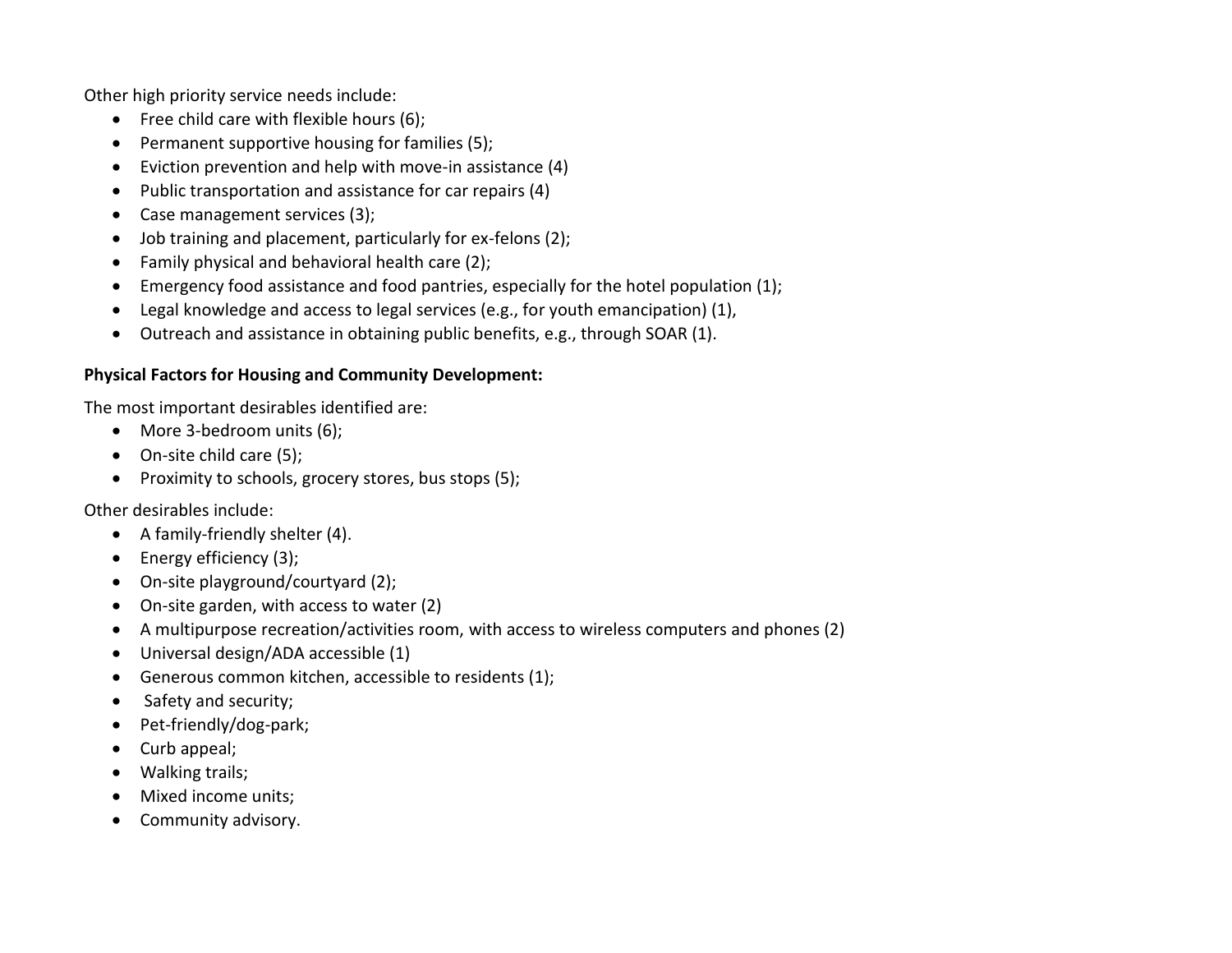Other high priority service needs include:

- Free child care with flexible hours (6);
- Permanent supportive housing for families (5);
- Eviction prevention and help with move-in assistance (4)
- Public transportation and assistance for car repairs (4)
- Case management services (3);
- Job training and placement, particularly for ex-felons (2);
- Family physical and behavioral health care (2);
- Emergency food assistance and food pantries, especially for the hotel population (1);
- Legal knowledge and access to legal services (e.g., for youth emancipation) (1),
- Outreach and assistance in obtaining public benefits, e.g., through SOAR (1).

**Physical Factors for Housing and Community Development:**

The most important desirables identified are:

- More 3-bedroom units (6);
- On-site child care (5);
- Proximity to schools, grocery stores, bus stops (5);

Other desirables include:

- A family-friendly shelter (4).
- Energy efficiency (3);
- On-site playground/courtyard (2);
- On-site garden, with access to water (2)
- A multipurpose recreation/activities room, with access to wireless computers and phones (2)
- Universal design/ADA accessible (1)
- Generous common kitchen, accessible to residents (1);
- Safety and security;
- Pet-friendly/dog-park;
- Curb appeal;
- Walking trails;
- Mixed income units;
- Community advisory.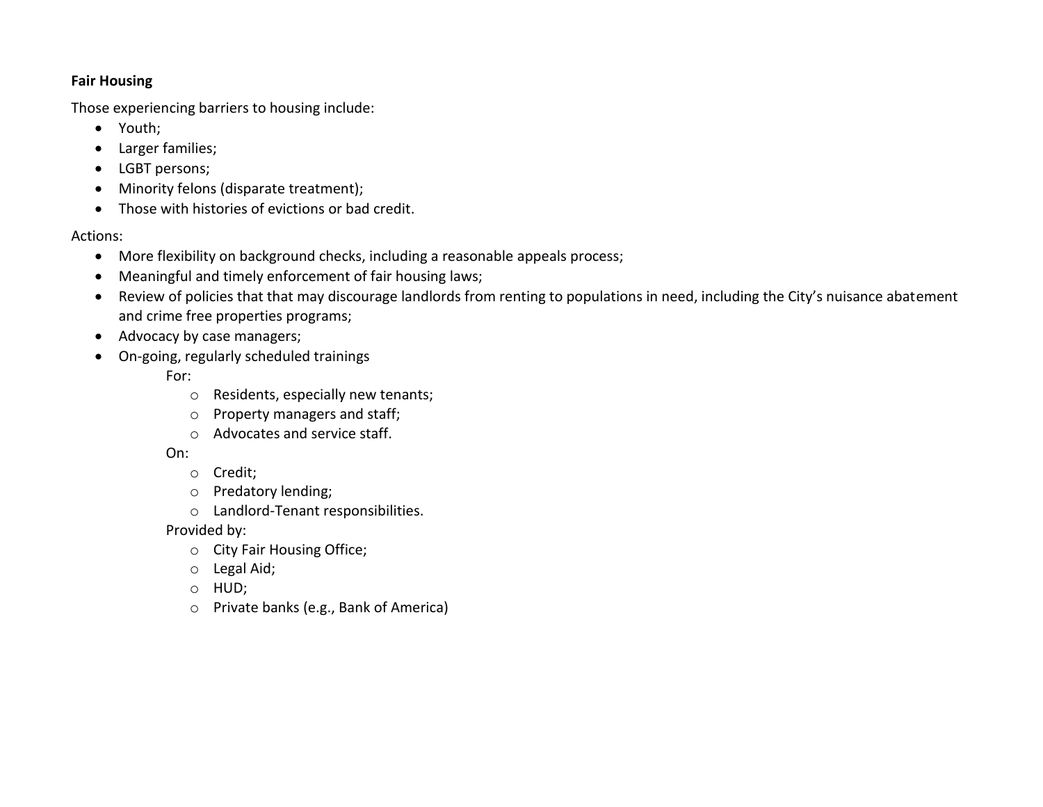**Fair Housing**

Those experiencing barriers to housing include:

- Youth;
- Larger families;
- LGBT persons;
- Minority felons (disparate treatment);
- Those with histories of evictions or bad credit.

Actions:

- More flexibility on background checks, including a reasonable appeals process;
- Meaningful and timely enforcement of fair housing laws;
- Review of policies that that may discourage landlords from renting to populations in need, including the City's nuisance abatement and crime free properties programs;
- Advocacy by case managers;
- On-going, regularly scheduled trainings

  For:
    - Residents, especially new tenants;
    - Property managers and staff;
    - Advocates and service staff.

  On:
    - Credit;
    - Predatory lending;
    - Landlord-Tenant responsibilities.

  Provided by:
    - City Fair Housing Office;
    - Legal Aid;
    - HUD;
    - Private banks (e.g., Bank of America)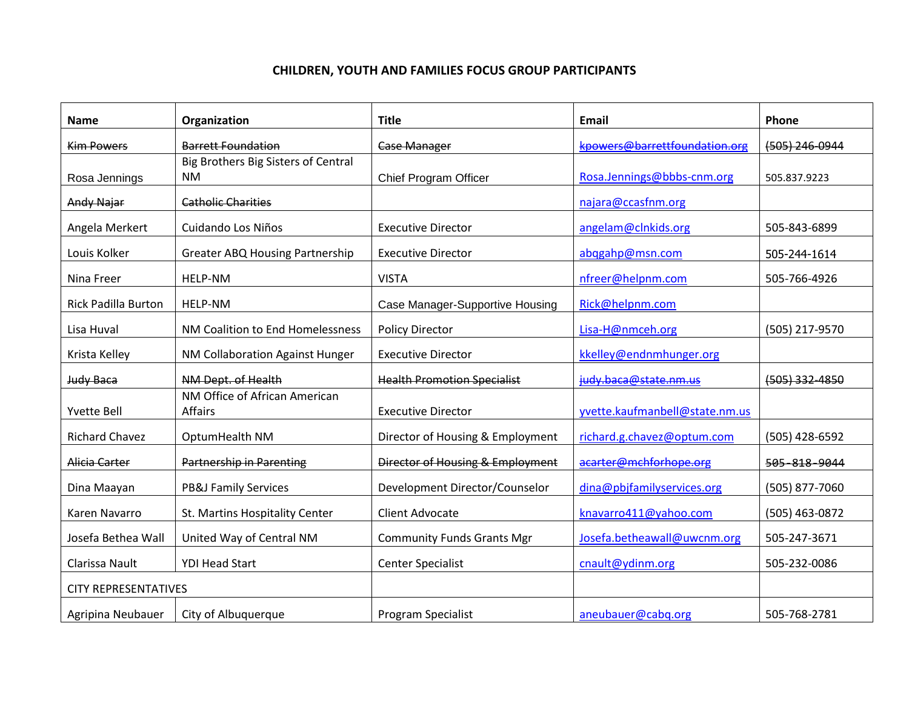# CHILDREN, YOUTH AND FAMILIES FOCUS GROUP PARTICIPANTS

| Name | Organization | Title | Email | Phone |
|---|---|---|---|---|
| ~~Kim Powers~~ | ~~Barrett Foundation~~ | ~~Case Manager~~ | ~~kpowers@barrettfoundation.org~~ | ~~(505) 246-0944~~ |
| Rosa Jennings | Big Brothers Big Sisters of Central NM | Chief Program Officer | Rosa.Jennings@bbbs-cnm.org | 505.837.9223 |
| ~~Andy Najar~~ | ~~Catholic Charities~~ | | najara@ccasfnm.org | |
| Angela Merkert | Cuidando Los Niños | Executive Director | angelam@clnkids.org | 505-843-6899 |
| Louis Kolker | Greater ABQ Housing Partnership | Executive Director | abqgahp@msn.com | 505-244-1614 |
| Nina Freer | HELP-NM | VISTA | nfreer@helpnm.com | 505-766-4926 |
| Rick Padilla Burton | HELP-NM | Case Manager-Supportive Housing | Rick@helpnm.com | |
| Lisa Huval | NM Coalition to End Homelessness | Policy Director | Lisa-H@nmceh.org | (505) 217-9570 |
| Krista Kelley | NM Collaboration Against Hunger | Executive Director | kkelley@endnmhunger.org | |
| ~~Judy Baca~~ | ~~NM Dept. of Health~~ | ~~Health Promotion Specialist~~ | ~~judy.baca@state.nm.us~~ | ~~(505) 332-4850~~ |
| Yvette Bell | NM Office of African American Affairs | Executive Director | yvette.kaufmanbell@state.nm.us | |
| Richard Chavez | OptumHealth NM | Director of Housing & Employment | richard.g.chavez@optum.com | (505) 428-6592 |
| ~~Alicia Carter~~ | ~~Partnership in Parenting~~ | ~~Director of Housing & Employment~~ | ~~acarter@mchforhope.org~~ | ~~505-818-9044~~ |
| Dina Maayan | PB&J Family Services | Development Director/Counselor | dina@pbjfamilyservices.org | (505) 877-7060 |
| Karen Navarro | St. Martins Hospitality Center | Client Advocate | knavarro411@yahoo.com | (505) 463-0872 |
| Josefa Bethea Wall | United Way of Central NM | Community Funds Grants Mgr | Josefa.betheawall@uwcnm.org | 505-247-3671 |
| Clarissa Nault | YDI Head Start | Center Specialist | cnault@ydinm.org | 505-232-0086 |
| CITY REPRESENTATIVES | | | | |
| Agripina Neubauer | City of Albuquerque | Program Specialist | aneubauer@cabq.org | 505-768-2781 |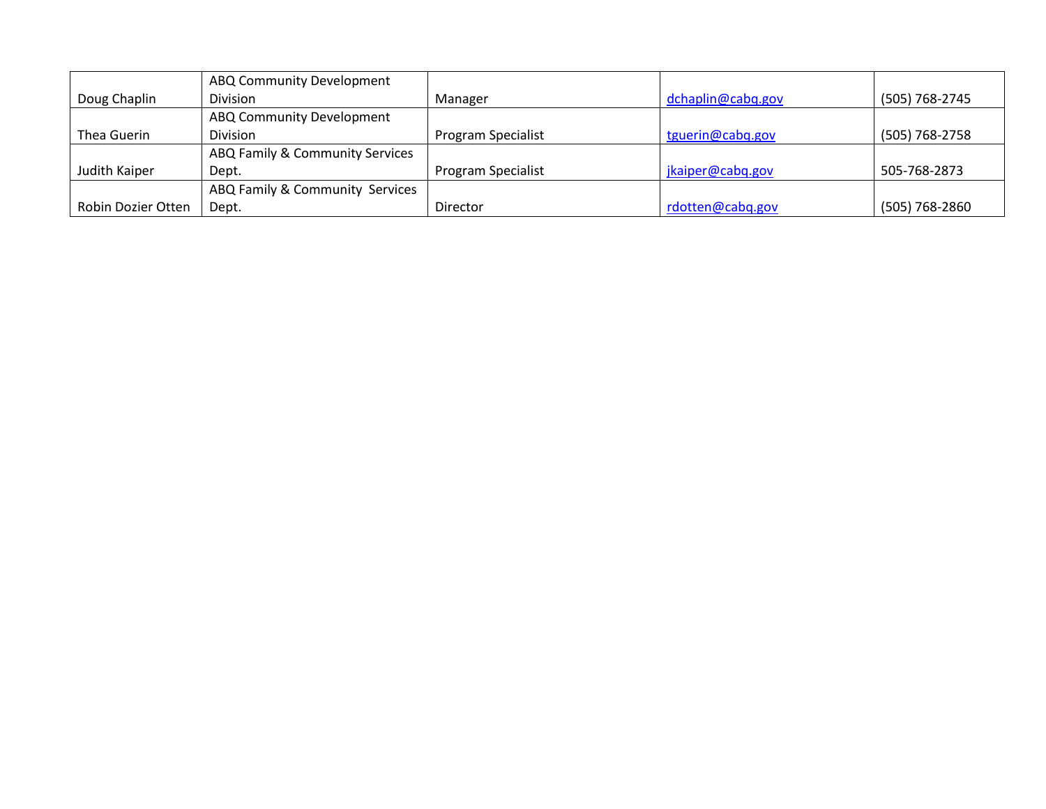| | | | | |
|---|---|---|---|---|
| Doug Chaplin | ABQ Community Development Division | Manager | dchaplin@cabq.gov | (505) 768-2745 |
| Thea Guerin | ABQ Community Development Division | Program Specialist | tguerin@cabq.gov | (505) 768-2758 |
| Judith Kaiper | ABQ Family & Community Services Dept. | Program Specialist | jkaiper@cabq.gov | 505-768-2873 |
| Robin Dozier Otten | ABQ Family & Community Services Dept. | Director | rdotten@cabq.gov | (505) 768-2860 |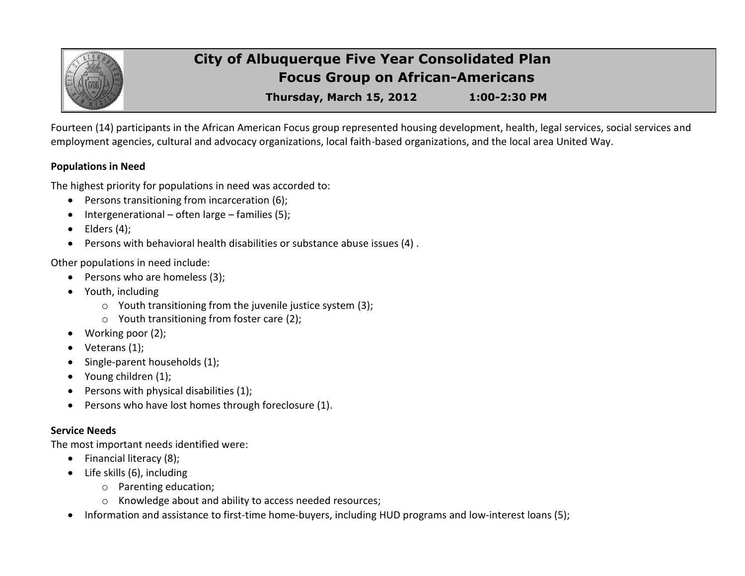# City of Albuquerque Five Year Consolidated Plan
## Focus Group on African-Americans

**Thursday, March 15, 2012 1:00-2:30 PM**

Fourteen (14) participants in the African American Focus group represented housing development, health, legal services, social services and employment agencies, cultural and advocacy organizations, local faith-based organizations, and the local area United Way.

**Populations in Need**

The highest priority for populations in need was accorded to:

- Persons transitioning from incarceration (6);
- Intergenerational – often large – families (5);
- Elders (4);
- Persons with behavioral health disabilities or substance abuse issues (4) .

Other populations in need include:

- Persons who are homeless (3);
- Youth, including
  - Youth transitioning from the juvenile justice system (3);
  - Youth transitioning from foster care (2);
- Working poor (2);
- Veterans (1);
- Single-parent households (1);
- Young children (1);
- Persons with physical disabilities (1);
- Persons who have lost homes through foreclosure (1).

**Service Needs**

The most important needs identified were:

- Financial literacy (8);
- Life skills (6), including
  - Parenting education;
  - Knowledge about and ability to access needed resources;
- Information and assistance to first-time home-buyers, including HUD programs and low-interest loans (5);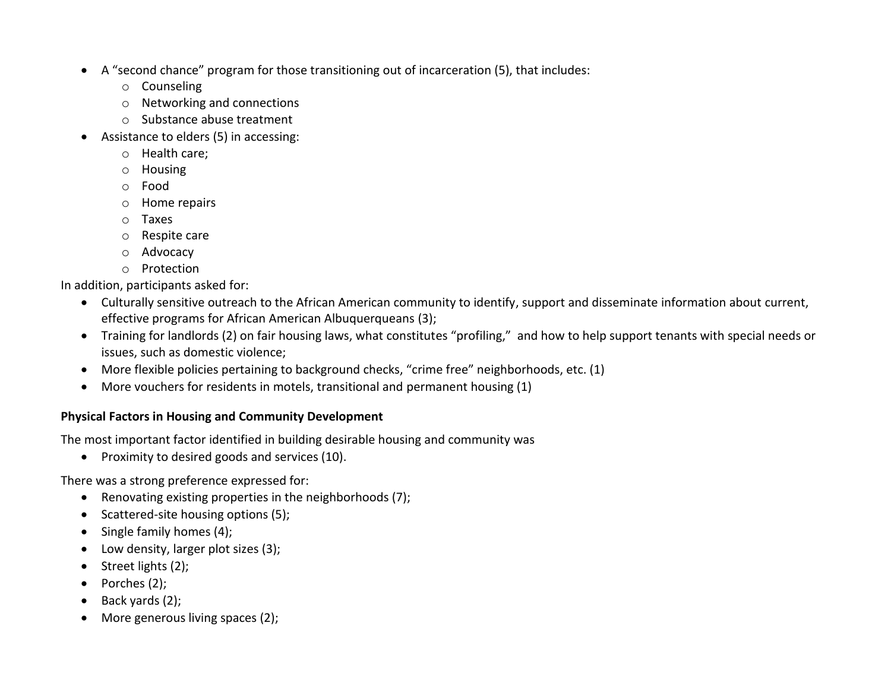- A “second chance” program for those transitioning out of incarceration (5), that includes:
    - Counseling
    - Networking and connections
    - Substance abuse treatment
- Assistance to elders (5) in accessing:
    - Health care;
    - Housing
    - Food
    - Home repairs
    - Taxes
    - Respite care
    - Advocacy
    - Protection

In addition, participants asked for:

- Culturally sensitive outreach to the African American community to identify, support and disseminate information about current, effective programs for African American Albuquerqueans (3);
- Training for landlords (2) on fair housing laws, what constitutes “profiling,” and how to help support tenants with special needs or issues, such as domestic violence;
- More flexible policies pertaining to background checks, “crime free” neighborhoods, etc. (1)
- More vouchers for residents in motels, transitional and permanent housing (1)

**Physical Factors in Housing and Community Development**

The most important factor identified in building desirable housing and community was

- Proximity to desired goods and services (10).

There was a strong preference expressed for:

- Renovating existing properties in the neighborhoods (7);
- Scattered-site housing options (5);
- Single family homes (4);
- Low density, larger plot sizes (3);
- Street lights (2);
- Porches (2);
- Back yards (2);
- More generous living spaces (2);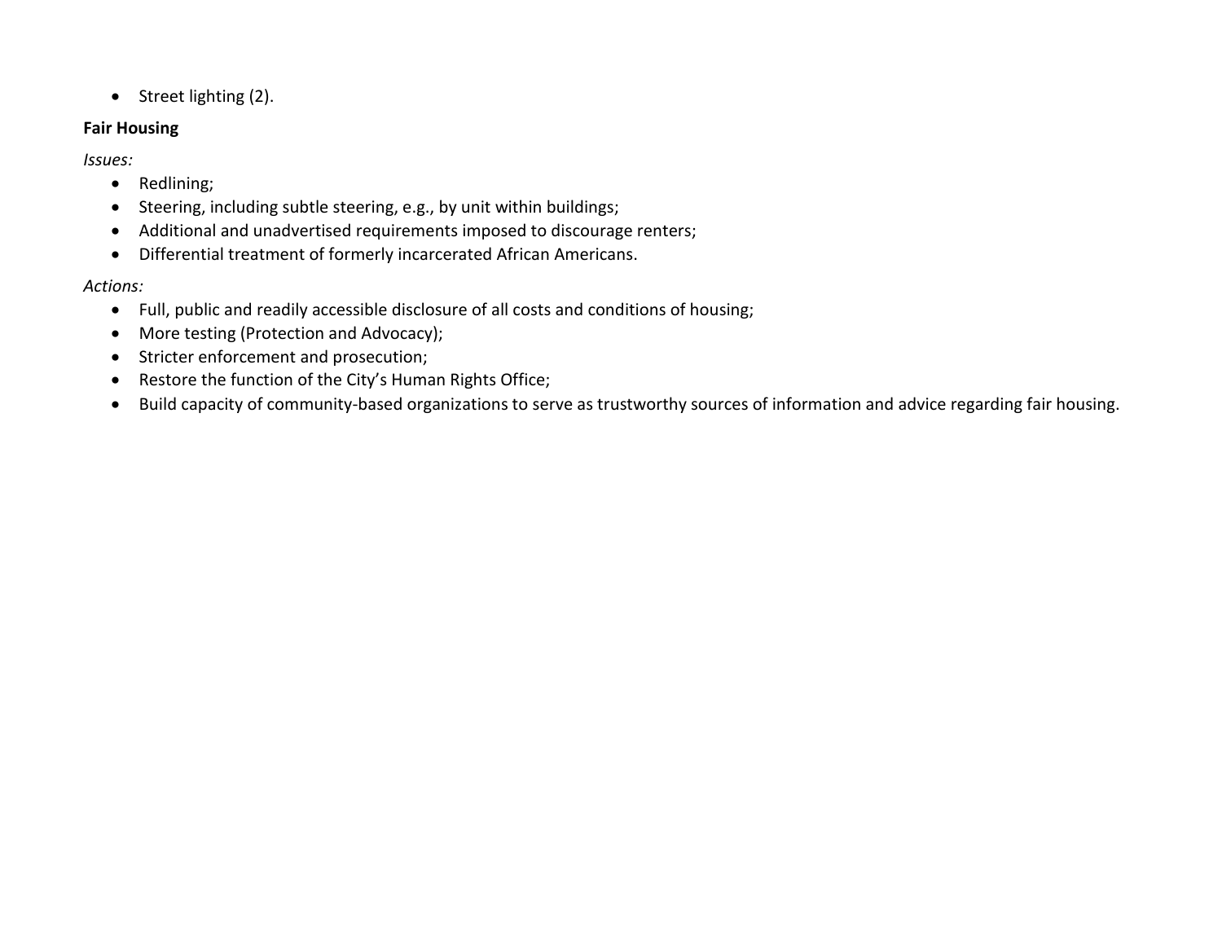- Street lighting (2).

**Fair Housing**

*Issues:*

- Redlining;
- Steering, including subtle steering, e.g., by unit within buildings;
- Additional and unadvertised requirements imposed to discourage renters;
- Differential treatment of formerly incarcerated African Americans.

*Actions:*

- Full, public and readily accessible disclosure of all costs and conditions of housing;
- More testing (Protection and Advocacy);
- Stricter enforcement and prosecution;
- Restore the function of the City's Human Rights Office;
- Build capacity of community-based organizations to serve as trustworthy sources of information and advice regarding fair housing.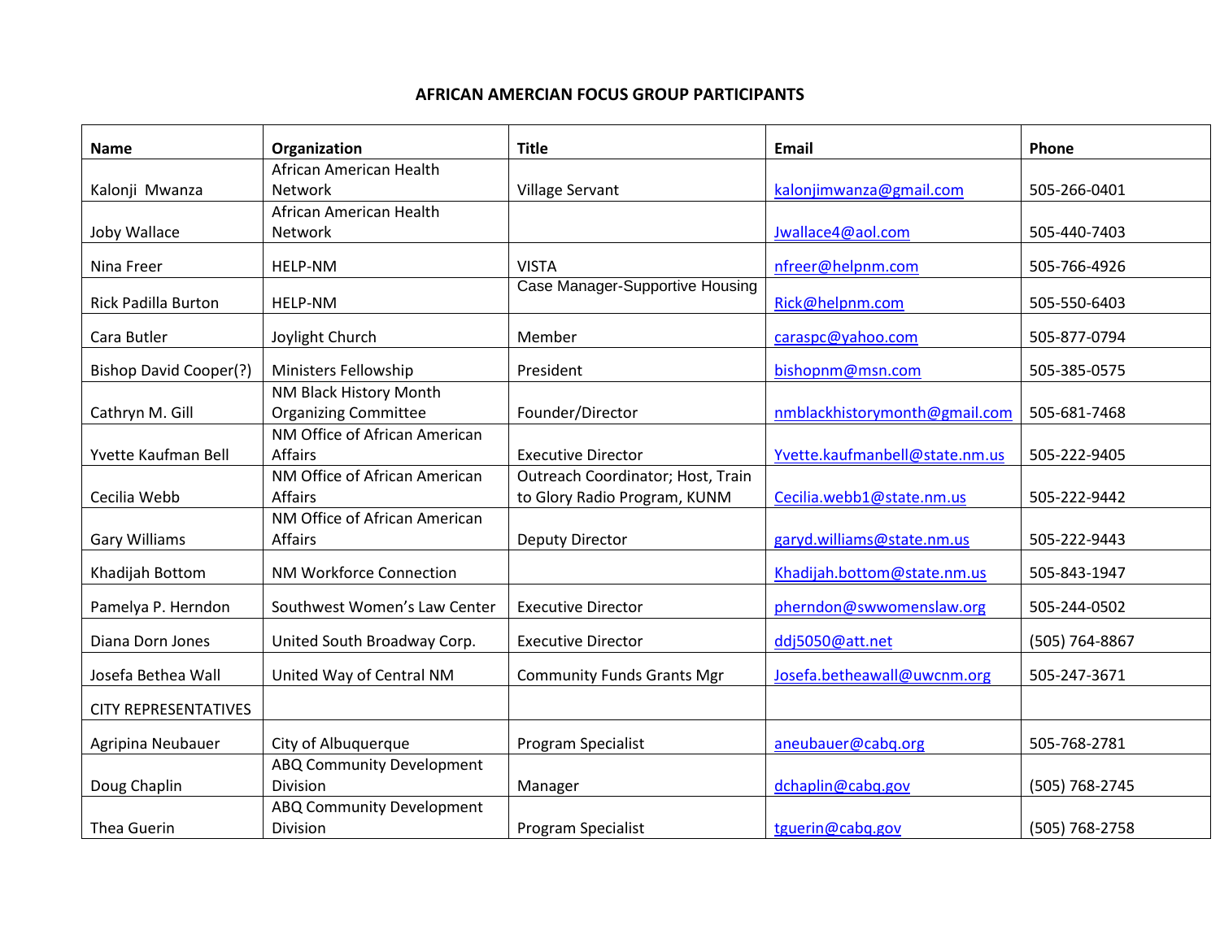# AFRICAN AMERCIAN FOCUS GROUP PARTICIPANTS

| Name | Organization | Title | Email | Phone |
|---|---|---|---|---|
| Kalonji Mwanza | African American Health Network | Village Servant | kalonjimwanza@gmail.com | 505-266-0401 |
| Joby Wallace | African American Health Network | | Jwallace4@aol.com | 505-440-7403 |
| Nina Freer | HELP-NM | VISTA | nfreer@helpnm.com | 505-766-4926 |
| Rick Padilla Burton | HELP-NM | Case Manager-Supportive Housing | Rick@helpnm.com | 505-550-6403 |
| Cara Butler | Joylight Church | Member | caraspc@yahoo.com | 505-877-0794 |
| Bishop David Cooper(?) | Ministers Fellowship | President | bishopnm@msn.com | 505-385-0575 |
| Cathryn M. Gill | NM Black History Month Organizing Committee | Founder/Director | nmblackhistorymonth@gmail.com | 505-681-7468 |
| Yvette Kaufman Bell | NM Office of African American Affairs | Executive Director | Yvette.kaufmanbell@state.nm.us | 505-222-9405 |
| Cecilia Webb | NM Office of African American Affairs | Outreach Coordinator; Host, Train to Glory Radio Program, KUNM | Cecilia.webb1@state.nm.us | 505-222-9442 |
| Gary Williams | NM Office of African American Affairs | Deputy Director | garyd.williams@state.nm.us | 505-222-9443 |
| Khadijah Bottom | NM Workforce Connection | | Khadijah.bottom@state.nm.us | 505-843-1947 |
| Pamelya P. Herndon | Southwest Women's Law Center | Executive Director | pherndon@swwomenslaw.org | 505-244-0502 |
| Diana Dorn Jones | United South Broadway Corp. | Executive Director | ddj5050@att.net | (505) 764-8867 |
| Josefa Bethea Wall | United Way of Central NM | Community Funds Grants Mgr | Josefa.betheawall@uwcnm.org | 505-247-3671 |
| CITY REPRESENTATIVES | | | | |
| Agripina Neubauer | City of Albuquerque | Program Specialist | aneubauer@cabq.org | 505-768-2781 |
| Doug Chaplin | ABQ Community Development Division | Manager | dchaplin@cabq.gov | (505) 768-2745 |
| Thea Guerin | ABQ Community Development Division | Program Specialist | tguerin@cabq.gov | (505) 768-2758 |